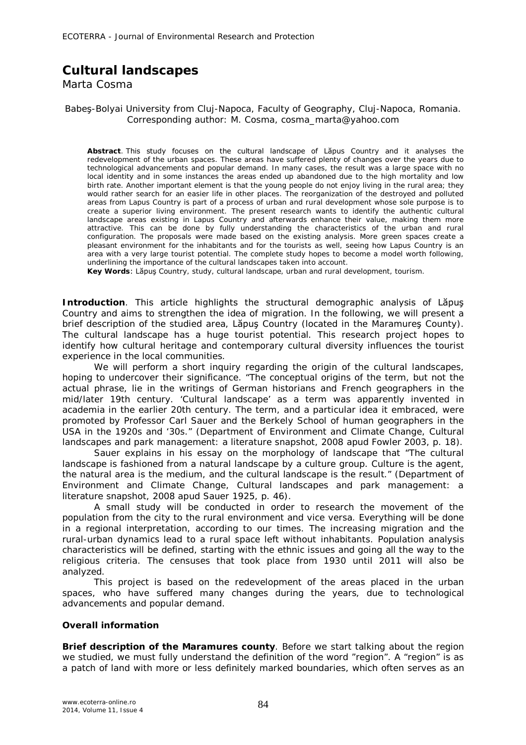# Cultural landscapes

Marta Cosma

Babeş-Bolyai University from Cluj-Napoca, Faculty of Geography, Cluj-Napoca, Romania. Corresponding author: M. Cosma, cosma_marta@yahoo.com

**Abstract**. This study focuses on the cultural landscape of Lăpus Country and it analyses the redevelopment of the urban spaces. These areas have suffered plenty of changes over the years due to technological advancements and popular demand. In many cases, the result was a large space with no local identity and in some instances the areas ended up abandoned due to the high mortality and low birth rate. Another important element is that the young people do not enjoy living in the rural area; they would rather search for an easier life in other places. The reorganization of the destroyed and polluted areas from Lapus Country is part of a process of urban and rural development whose sole purpose is to create a superior living environment. The present research wants to identify the authentic cultural landscape areas existing in Lapus Country and afterwards enhance their value, making them more attractive. This can be done by fully understanding the characteristics of the urban and rural configuration. The proposals were made based on the existing analysis. More green spaces create a pleasant environment for the inhabitants and for the tourists as well, seeing how Lapus Country is an area with a very large tourist potential. The complete study hopes to become a model worth following, underlining the importance of the cultural landscapes taken into account.

**Key Words**: Lăpuş Country, study, cultural landscape, urban and rural development, tourism.

**Introduction**. This article highlights the structural demographic analysis of Lăpuş Country and aims to strengthen the idea of migration. In the following, we will present a brief description of the studied area, Lăpuş Country (located in the Maramureş County). The cultural landscape has a huge tourist potential. This research project hopes to identify how cultural heritage and contemporary cultural diversity influences the tourist experience in the local communities.

We will perform a short inquiry regarding the origin of the cultural landscapes, hoping to undercover their significance. "The conceptual origins of the term, but not the actual phrase, lie in the writings of German historians and French geographers in the mid/later 19th century. 'Cultural landscape' as a term was apparently invented in academia in the earlier 20th century. The term, and a particular idea it embraced, were promoted by Professor Carl Sauer and the Berkely School of human geographers in the USA in the 1920s and '30s." (Department of Environment and Climate Change, Cultural landscapes and park management: a literature snapshot, 2008 apud Fowler 2003, p. 18).

Sauer explains in his essay on the morphology of landscape that "The cultural landscape is fashioned from a natural landscape by a culture group. Culture is the agent, the natural area is the medium, and the cultural landscape is the result." (Department of Environment and Climate Change, Cultural landscapes and park management: a literature snapshot, 2008 apud Sauer 1925, p. 46).

A small study will be conducted in order to research the movement of the population from the city to the rural environment and vice versa. Everything will be done in a regional interpretation, according to our times. The increasing migration and the rural-urban dynamics lead to a rural space left without inhabitants. Population analysis characteristics will be defined, starting with the ethnic issues and going all the way to the religious criteria. The censuses that took place from 1930 until 2011 will also be analyzed.

This project is based on the redevelopment of the areas placed in the urban spaces, who have suffered many changes during the years, due to technological advancements and popular demand.

**Overall information**

**Brief description of the Maramures county**. Before we start talking about the region we studied, we must fully understand the definition of the word "region". A "region" is as a patch of land with more or less definitely marked boundaries, which often serves as an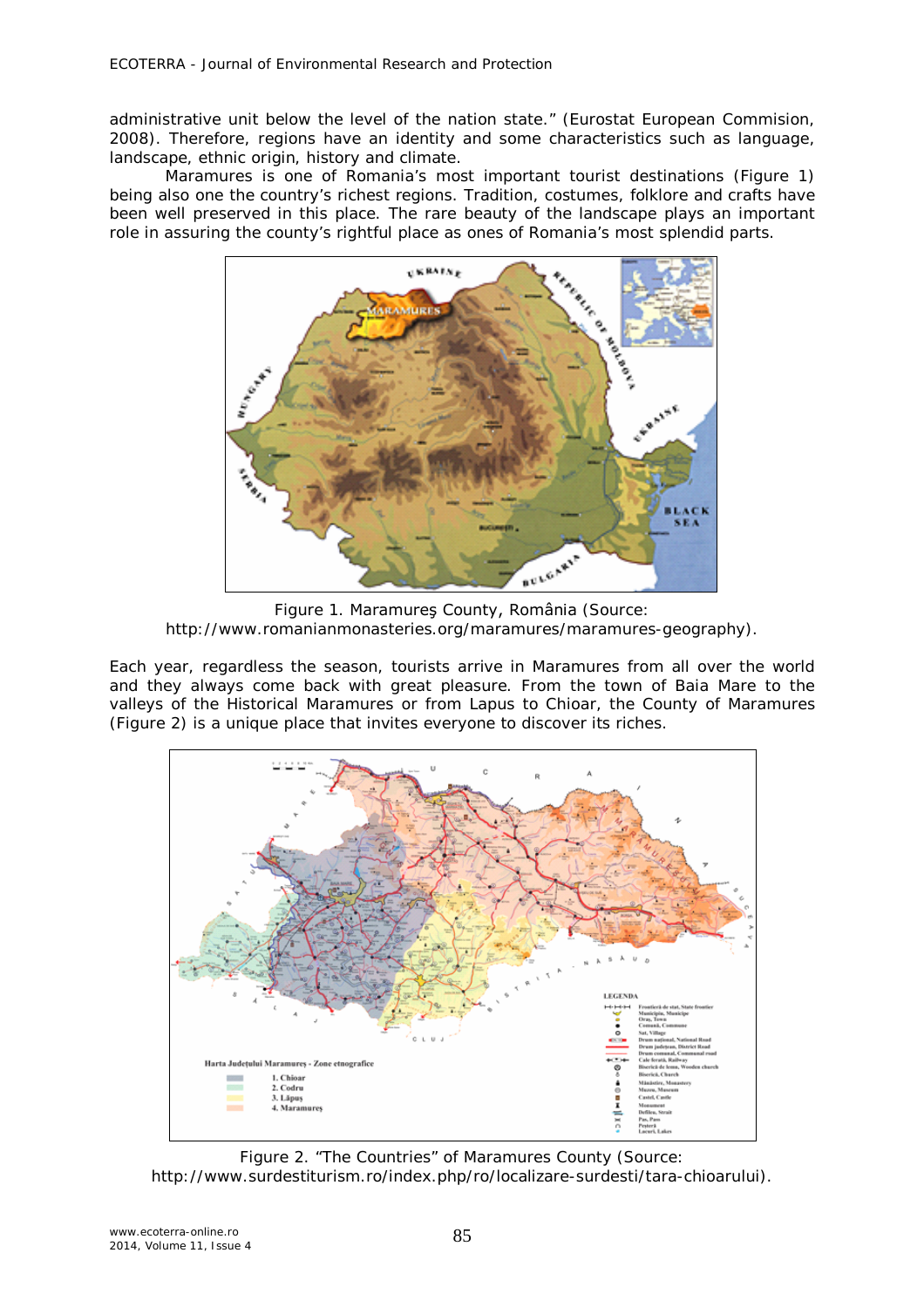administrative unit below the level of the nation state." (Eurostat European Commision, 2008). Therefore, regions have an identity and some characteristics such as language, landscape, ethnic origin, history and climate.

Maramures is one of Romania's most important tourist destinations (Figure 1) being also one the country's richest regions. Tradition, costumes, folklore and crafts have been well preserved in this place. The rare beauty of the landscape plays an important role in assuring the county's rightful place as ones of Romania's most splendid parts.

Figure 1. Maramureş County, România (Source: http://www.romanianmonasteries.org/maramures/maramures-geography).

Each year, regardless the season, tourists arrive in Maramures from all over the world and they always come back with great pleasure. From the town of Baia Mare to the valleys of the Historical Maramures or from Lapus to Chioar, the County of Maramures (Figure 2) is a unique place that invites everyone to discover its riches.

Figure 2. "The Countries" of Maramures County (Source: http://www.surdestiturism.ro/index.php/ro/localizare-surdesti/tara-chioarului).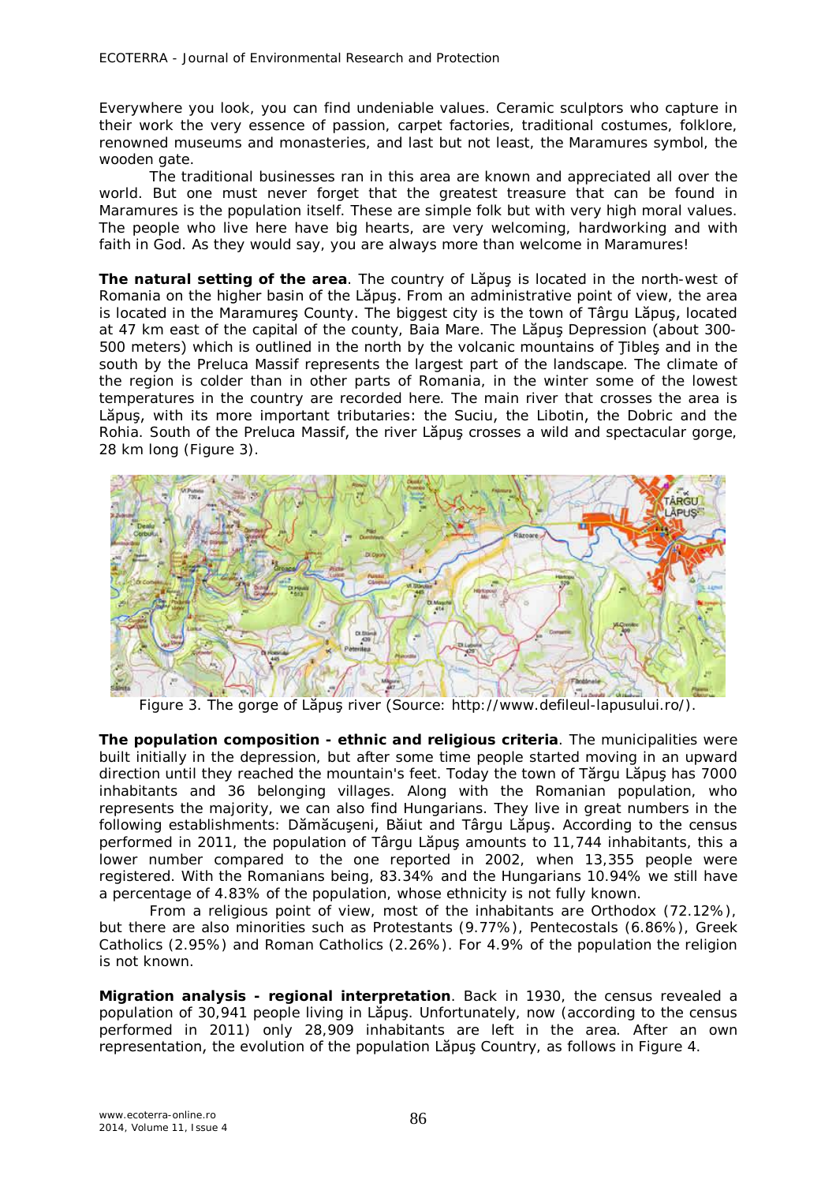Everywhere you look, you can find undeniable values. Ceramic sculptors who capture in their work the very essence of passion, carpet factories, traditional costumes, folklore, renowned museums and monasteries, and last but not least, the Maramures symbol, the wooden gate.

The traditional businesses ran in this area are known and appreciated all over the world. But one must never forget that the greatest treasure that can be found in Maramures is the population itself. These are simple folk but with very high moral values. The people who live here have big hearts, are very welcoming, hardworking and with faith in God. As they would say, you are always more than welcome in Maramures!

**The natural setting of the area**. The country of Lăpuş is located in the north-west of Romania on the higher basin of the Lăpuş. From an administrative point of view, the area is located in the Maramureş County. The biggest city is the town of Târgu Lăpuş, located at 47 km east of the capital of the county, Baia Mare. The Lăpuş Depression (about 300-500 meters) which is outlined in the north by the volcanic mountains of Ţibleş and in the south by the Preluca Massif represents the largest part of the landscape. The climate of the region is colder than in other parts of Romania, in the winter some of the lowest temperatures in the country are recorded here. The main river that crosses the area is Lăpuş, with its more important tributaries: the Suciu, the Libotin, the Dobric and the Rohia. South of the Preluca Massif, the river Lăpuş crosses a wild and spectacular gorge, 28 km long (Figure 3).

Figure 3. The gorge of Lăpuş river (Source: http://www.defileul-lapusului.ro/).

**The population composition - ethnic and religious criteria**. The municipalities were built initially in the depression, but after some time people started moving in an upward direction until they reached the mountain's feet. Today the town of Tărgu Lăpuş has 7000 inhabitants and 36 belonging villages. Along with the Romanian population, who represents the majority, we can also find Hungarians. They live in great numbers in the following establishments: Dămăcuşeni, Băiut and Târgu Lăpuş. According to the census performed in 2011, the population of Târgu Lăpuş amounts to 11,744 inhabitants, this a lower number compared to the one reported in 2002, when 13,355 people were registered. With the Romanians being, 83.34% and the Hungarians 10.94% we still have a percentage of 4.83% of the population, whose ethnicity is not fully known.

From a religious point of view, most of the inhabitants are Orthodox (72.12%), but there are also minorities such as Protestants (9.77%), Pentecostals (6.86%), Greek Catholics (2.95%) and Roman Catholics (2.26%). For 4.9% of the population the religion is not known.

**Migration analysis - regional interpretation**. Back in 1930, the census revealed a population of 30,941 people living in Lăpuş. Unfortunately, now (according to the census performed in 2011) only 28,909 inhabitants are left in the area. After an own representation, the evolution of the population Lăpuş Country, as follows in Figure 4.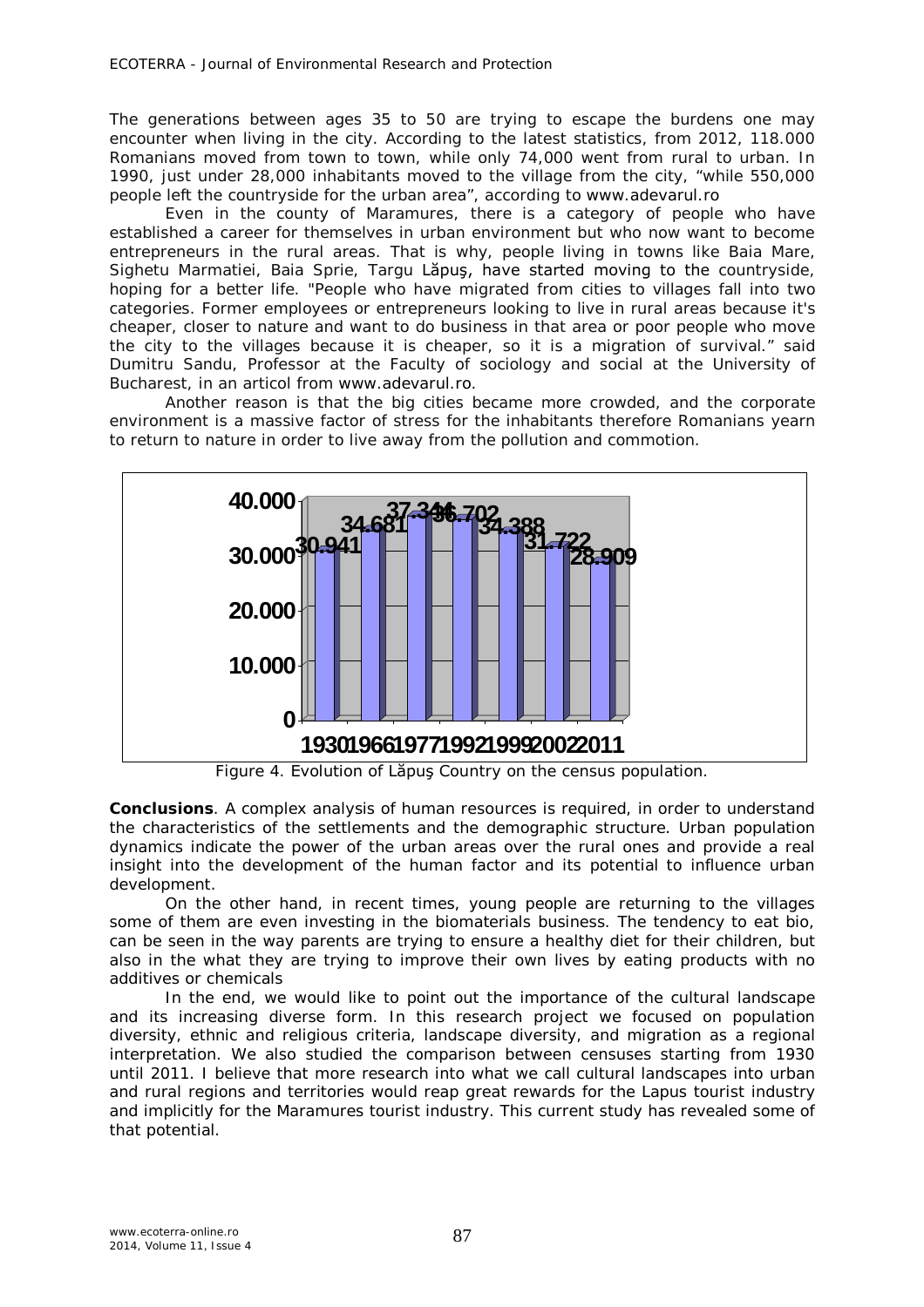The generations between ages 35 to 50 are trying to escape the burdens one may encounter when living in the city. According to the latest statistics, from 2012, 118.000 Romanians moved from town to town, while only 74,000 went from rural to urban. In 1990, just under 28,000 inhabitants moved to the village from the city, “while 550,000 people left the countryside for the urban area”, according to www.adevarul.ro

Even in the county of Maramures, there is a category of people who have established a career for themselves in urban environment but who now want to become entrepreneurs in the rural areas. That is why, people living in towns like Baia Mare, Sighetu Marmatiei, Baia Sprie, Targu Lăpuş, have started moving to the countryside, hoping for a better life. "People who have migrated from cities to villages fall into two categories. Former employees or entrepreneurs looking to live in rural areas because it's cheaper, closer to nature and want to do business in that area or poor people who move the city to the villages because it is cheaper, so it is a migration of survival.” said Dumitru Sandu, Professor at the Faculty of sociology and social at the University of Bucharest, in an articol from www.adevarul.ro.

Another reason is that the big cities became more crowded, and the corporate environment is a massive factor of stress for the inhabitants therefore Romanians yearn to return to nature in order to live away from the pollution and commotion.

| Year | Population |
|---|---|
| 1930 | 30.941 |
| 1966 | 34.681 |
| 1977 | 37.344 |
| 1992 | 36.702 |
| 1999 | 34.388 |
| 2002 | 31.722 |
| 2011 | 28.909 |

Figure 4. Evolution of Lăpuş Country on the census population.

**Conclusions**. A complex analysis of human resources is required, in order to understand the characteristics of the settlements and the demographic structure. Urban population dynamics indicate the power of the urban areas over the rural ones and provide a real insight into the development of the human factor and its potential to influence urban development.

On the other hand, in recent times, young people are returning to the villages some of them are even investing in the biomaterials business. The tendency to eat bio, can be seen in the way parents are trying to ensure a healthy diet for their children, but also in the what they are trying to improve their own lives by eating products with no additives or chemicals

In the end, we would like to point out the importance of the cultural landscape and its increasing diverse form. In this research project we focused on population diversity, ethnic and religious criteria, landscape diversity, and migration as a regional interpretation. We also studied the comparison between censuses starting from 1930 until 2011. I believe that more research into what we call cultural landscapes into urban and rural regions and territories would reap great rewards for the Lapus tourist industry and implicitly for the Maramures tourist industry. This current study has revealed some of that potential.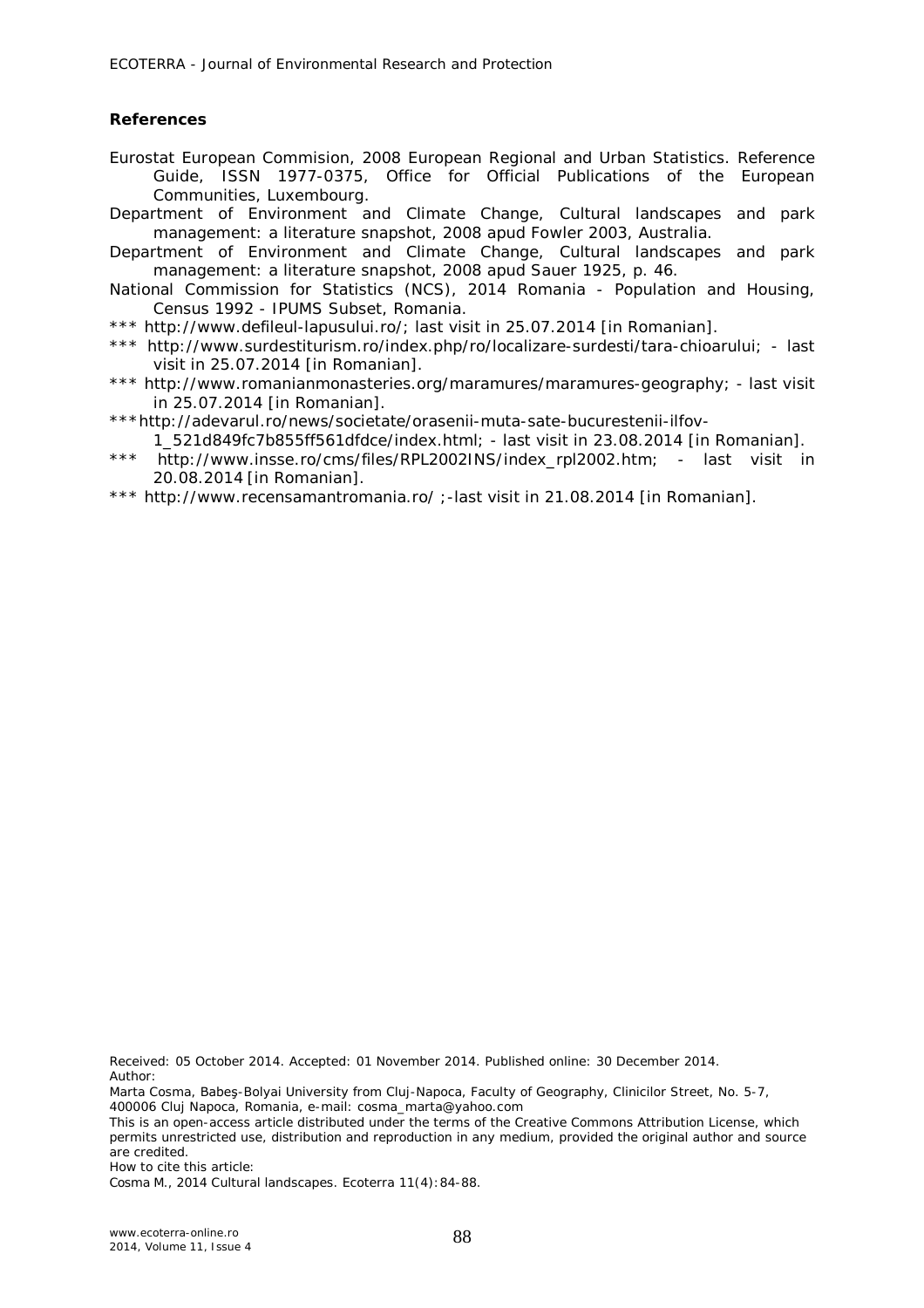**References**

Eurostat European Commision, 2008 European Regional and Urban Statistics. Reference Guide, ISSN 1977-0375, Office for Official Publications of the European Communities, Luxembourg.

Department of Environment and Climate Change, Cultural landscapes and park management: a literature snapshot, 2008 apud Fowler 2003, Australia.

Department of Environment and Climate Change, Cultural landscapes and park management: a literature snapshot, 2008 apud Sauer 1925, p. 46.

National Commission for Statistics (NCS), 2014 Romania - Population and Housing, Census 1992 - IPUMS Subset, Romania.

*** http://www.defileul-lapusului.ro/; last visit in 25.07.2014 [in Romanian].

*** http://www.surdestiturism.ro/index.php/ro/localizare-surdesti/tara-chioarului; - last visit in 25.07.2014 [in Romanian].

*** http://www.romanianmonasteries.org/maramures/maramures-geography; - last visit in 25.07.2014 [in Romanian].

***http://adevarul.ro/news/societate/orasenii-muta-sate-bucurestenii-ilfov-1_521d849fc7b855ff561dfdce/index.html; - last visit in 23.08.2014 [in Romanian].

*** http://www.insse.ro/cms/files/RPL2002INS/index_rpl2002.htm; - last visit in 20.08.2014 [in Romanian].

*** http://www.recensamantromania.ro/ ;-last visit in 21.08.2014 [in Romanian].

Received: 05 October 2014. Accepted: 01 November 2014. Published online: 30 December 2014.
Author:
Marta Cosma, Babeş-Bolyai University from Cluj-Napoca, Faculty of Geography, Clinicilor Street, No. 5-7, 400006 Cluj Napoca, Romania, e-mail: cosma_marta@yahoo.com
This is an open-access article distributed under the terms of the Creative Commons Attribution License, which permits unrestricted use, distribution and reproduction in any medium, provided the original author and source are credited.
How to cite this article:
Cosma M., 2014 Cultural landscapes. Ecoterra 11(4):84-88.